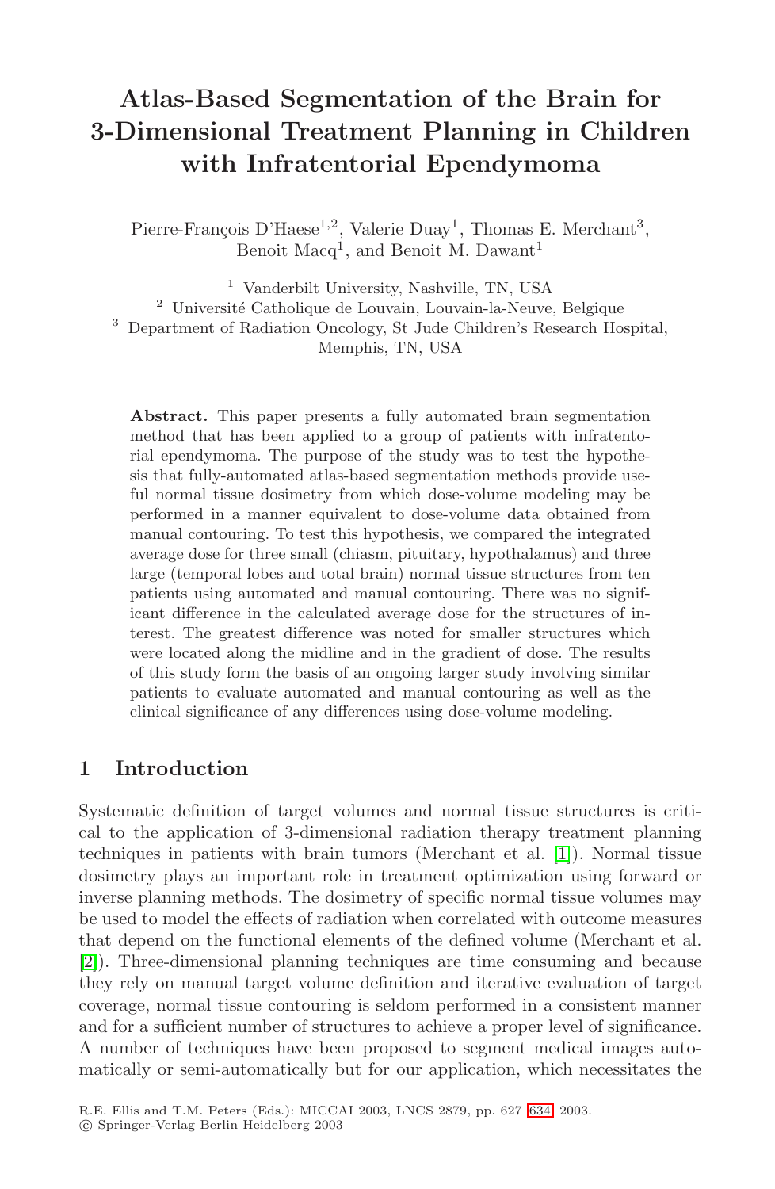# Atlas-Based Segmentation of the Brain for 3-Dimensional Treatment Planning in Children with Infratentorial Ependymoma

Pierre-François D'Haese[1,2], Valerie Duay[1], Thomas E. Merchant[3], Benoit Macq[1], and Benoit M. Dawant[1]

[1] Vanderbilt University, Nashville, TN, USA
[2] Université Catholique de Louvain, Louvain-la-Neuve, Belgique
[3] Department of Radiation Oncology, St Jude Children's Research Hospital, Memphis, TN, USA

**Abstract.** This paper presents a fully automated brain segmentation method that has been applied to a group of patients with infratentorial ependymoma. The purpose of the study was to test the hypothesis that fully-automated atlas-based segmentation methods provide useful normal tissue dosimetry from which dose-volume modeling may be performed in a manner equivalent to dose-volume data obtained from manual contouring. To test this hypothesis, we compared the integrated average dose for three small (chiasm, pituitary, hypothalamus) and three large (temporal lobes and total brain) normal tissue structures from ten patients using automated and manual contouring. There was no significant difference in the calculated average dose for the structures of interest. The greatest difference was noted for smaller structures which were located along the midline and in the gradient of dose. The results of this study form the basis of an ongoing larger study involving similar patients to evaluate automated and manual contouring as well as the clinical significance of any differences using dose-volume modeling.

## 1 Introduction

Systematic definition of target volumes and normal tissue structures is critical to the application of 3-dimensional radiation therapy treatment planning techniques in patients with brain tumors (Merchant et al. [1]). Normal tissue dosimetry plays an important role in treatment optimization using forward or inverse planning methods. The dosimetry of specific normal tissue volumes may be used to model the effects of radiation when correlated with outcome measures that depend on the functional elements of the defined volume (Merchant et al. [2]). Three-dimensional planning techniques are time consuming and because they rely on manual target volume definition and iterative evaluation of target coverage, normal tissue contouring is seldom performed in a consistent manner and for a sufficient number of structures to achieve a proper level of significance. A number of techniques have been proposed to segment medical images automatically or semi-automatically but for our application, which necessitates the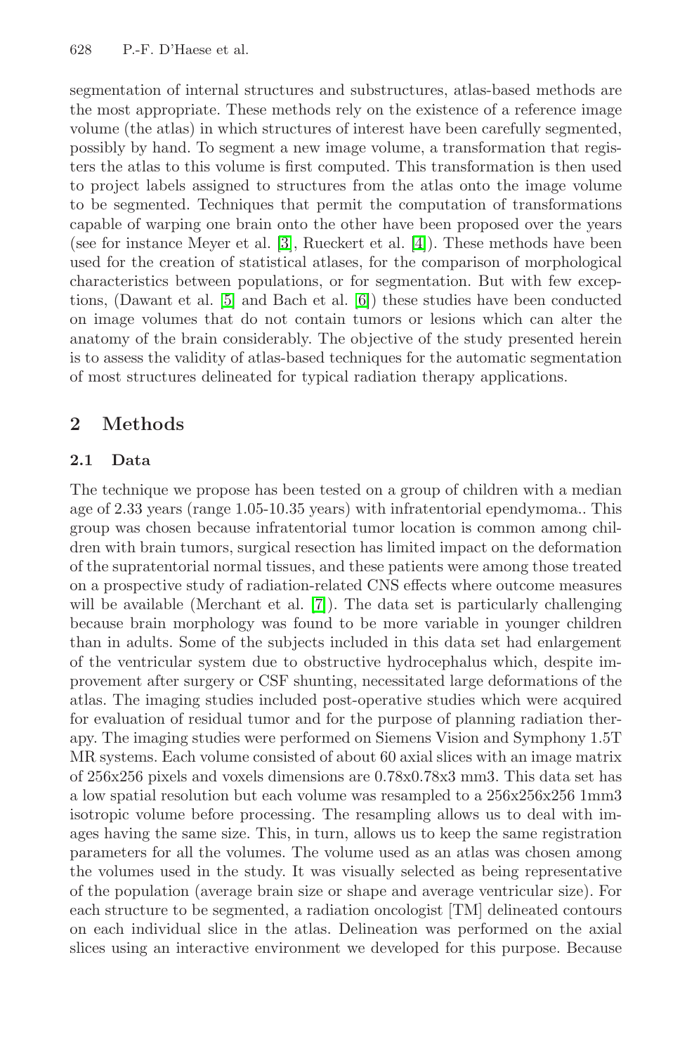segmentation of internal structures and substructures, atlas-based methods are the most appropriate. These methods rely on the existence of a reference image volume (the atlas) in which structures of interest have been carefully segmented, possibly by hand. To segment a new image volume, a transformation that registers the atlas to this volume is first computed. This transformation is then used to project labels assigned to structures from the atlas onto the image volume to be segmented. Techniques that permit the computation of transformations capable of warping one brain onto the other have been proposed over the years (see for instance Meyer et al. [3], Rueckert et al. [4]). These methods have been used for the creation of statistical atlases, for the comparison of morphological characteristics between populations, or for segmentation. But with few exceptions, (Dawant et al. [5] and Bach et al. [6]) these studies have been conducted on image volumes that do not contain tumors or lesions which can alter the anatomy of the brain considerably. The objective of the study presented herein is to assess the validity of atlas-based techniques for the automatic segmentation of most structures delineated for typical radiation therapy applications.

## 2 Methods

### 2.1 Data

The technique we propose has been tested on a group of children with a median age of 2.33 years (range 1.05-10.35 years) with infratentorial ependymoma.. This group was chosen because infratentorial tumor location is common among children with brain tumors, surgical resection has limited impact on the deformation of the supratentorial normal tissues, and these patients were among those treated on a prospective study of radiation-related CNS effects where outcome measures will be available (Merchant et al. [7]). The data set is particularly challenging because brain morphology was found to be more variable in younger children than in adults. Some of the subjects included in this data set had enlargement of the ventricular system due to obstructive hydrocephalus which, despite improvement after surgery or CSF shunting, necessitated large deformations of the atlas. The imaging studies included post-operative studies which were acquired for evaluation of residual tumor and for the purpose of planning radiation therapy. The imaging studies were performed on Siemens Vision and Symphony 1.5T MR systems. Each volume consisted of about 60 axial slices with an image matrix of 256x256 pixels and voxels dimensions are 0.78x0.78x3 mm3. This data set has a low spatial resolution but each volume was resampled to a 256x256x256 1mm3 isotropic volume before processing. The resampling allows us to deal with images having the same size. This, in turn, allows us to keep the same registration parameters for all the volumes. The volume used as an atlas was chosen among the volumes used in the study. It was visually selected as being representative of the population (average brain size or shape and average ventricular size). For each structure to be segmented, a radiation oncologist [TM] delineated contours on each individual slice in the atlas. Delineation was performed on the axial slices using an interactive environment we developed for this purpose. Because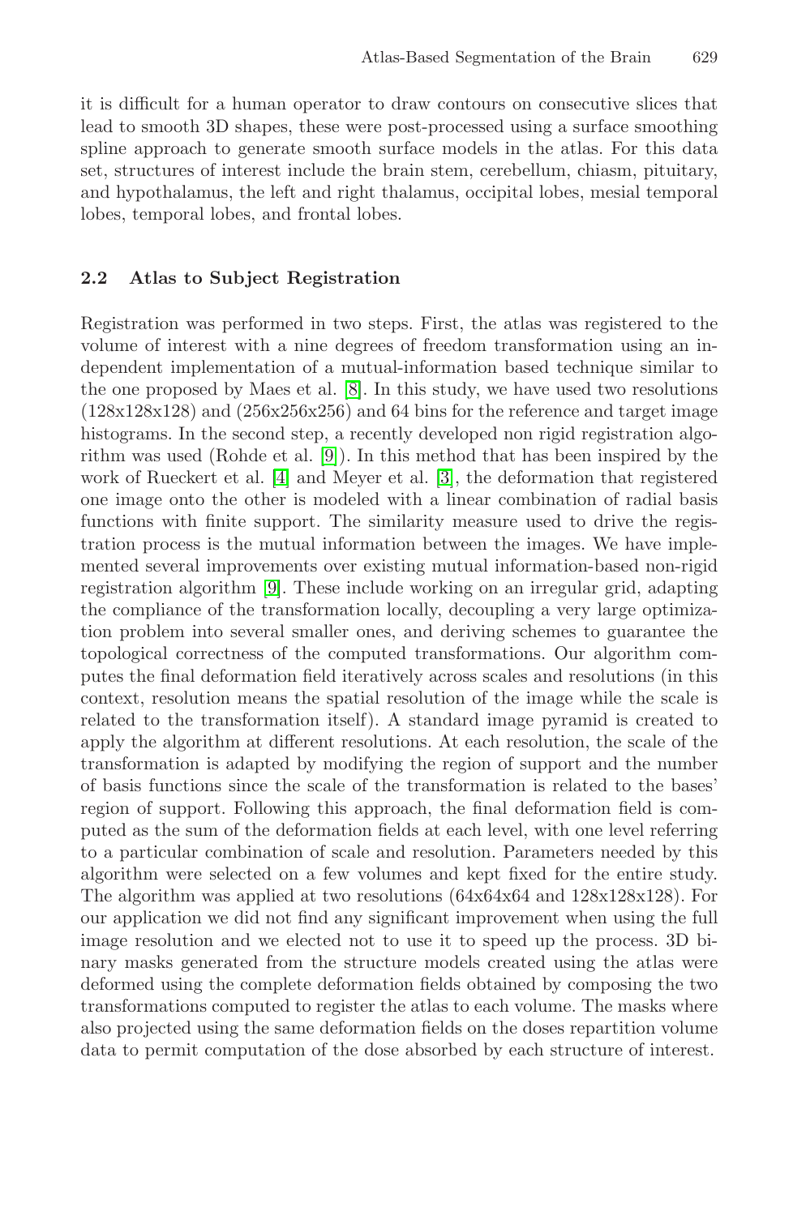it is difficult for a human operator to draw contours on consecutive slices that lead to smooth 3D shapes, these were post-processed using a surface smoothing spline approach to generate smooth surface models in the atlas. For this data set, structures of interest include the brain stem, cerebellum, chiasm, pituitary, and hypothalamus, the left and right thalamus, occipital lobes, mesial temporal lobes, temporal lobes, and frontal lobes.

### 2.2 Atlas to Subject Registration

Registration was performed in two steps. First, the atlas was registered to the volume of interest with a nine degrees of freedom transformation using an independent implementation of a mutual-information based technique similar to the one proposed by Maes et al. [8]. In this study, we have used two resolutions (128x128x128) and (256x256x256) and 64 bins for the reference and target image histograms. In the second step, a recently developed non rigid registration algorithm was used (Rohde et al. [9]). In this method that has been inspired by the work of Rueckert et al. [4] and Meyer et al. [3], the deformation that registered one image onto the other is modeled with a linear combination of radial basis functions with finite support. The similarity measure used to drive the registration process is the mutual information between the images. We have implemented several improvements over existing mutual information-based non-rigid registration algorithm [9]. These include working on an irregular grid, adapting the compliance of the transformation locally, decoupling a very large optimization problem into several smaller ones, and deriving schemes to guarantee the topological correctness of the computed transformations. Our algorithm computes the final deformation field iteratively across scales and resolutions (in this context, resolution means the spatial resolution of the image while the scale is related to the transformation itself). A standard image pyramid is created to apply the algorithm at different resolutions. At each resolution, the scale of the transformation is adapted by modifying the region of support and the number of basis functions since the scale of the transformation is related to the bases' region of support. Following this approach, the final deformation field is computed as the sum of the deformation fields at each level, with one level referring to a particular combination of scale and resolution. Parameters needed by this algorithm were selected on a few volumes and kept fixed for the entire study. The algorithm was applied at two resolutions (64x64x64 and 128x128x128). For our application we did not find any significant improvement when using the full image resolution and we elected not to use it to speed up the process. 3D binary masks generated from the structure models created using the atlas were deformed using the complete deformation fields obtained by composing the two transformations computed to register the atlas to each volume. The masks where also projected using the same deformation fields on the doses repartition volume data to permit computation of the dose absorbed by each structure of interest.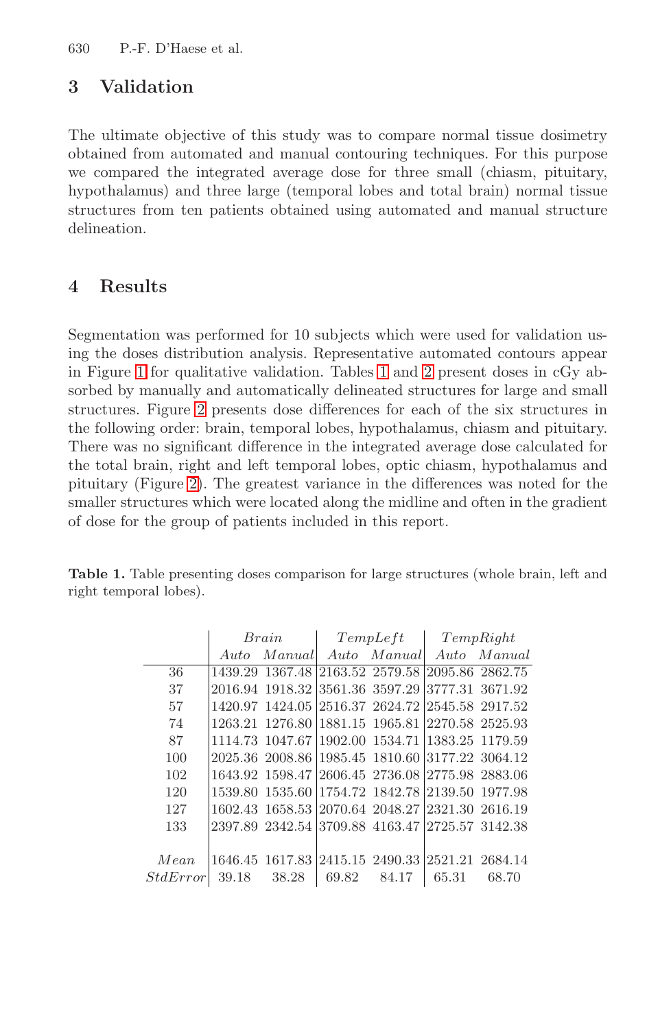## 3 Validation

The ultimate objective of this study was to compare normal tissue dosimetry obtained from automated and manual contouring techniques. For this purpose we compared the integrated average dose for three small (chiasm, pituitary, hypothalamus) and three large (temporal lobes and total brain) normal tissue structures from ten patients obtained using automated and manual structure delineation.

## 4 Results

Segmentation was performed for 10 subjects which were used for validation using the doses distribution analysis. Representative automated contours appear in Figure 1 for qualitative validation. Tables 1 and 2 present doses in cGy absorbed by manually and automatically delineated structures for large and small structures. Figure 2 presents dose differences for each of the six structures in the following order: brain, temporal lobes, hypothalamus, chiasm and pituitary. There was no significant difference in the integrated average dose calculated for the total brain, right and left temporal lobes, optic chiasm, hypothalamus and pituitary (Figure 2). The greatest variance in the differences was noted for the smaller structures which were located along the midline and often in the gradient of dose for the group of patients included in this report.

**Table 1.** Table presenting doses comparison for large structures (whole brain, left and right temporal lobes).

| | *Brain* | | *TempLeft* | | *TempRight* | |
|---|---|---|---|---|---|---|
| | *Auto* | *Manual* | *Auto* | *Manual* | *Auto* | *Manual* |
| 36 | 1439.29 | 1367.48 | 2163.52 | 2579.58 | 2095.86 | 2862.75 |
| 37 | 2016.94 | 1918.32 | 3561.36 | 3597.29 | 3777.31 | 3671.92 |
| 57 | 1420.97 | 1424.05 | 2516.37 | 2624.72 | 2545.58 | 2917.52 |
| 74 | 1263.21 | 1276.80 | 1881.15 | 1965.81 | 2270.58 | 2525.93 |
| 87 | 1114.73 | 1047.67 | 1902.00 | 1534.71 | 1383.25 | 1179.59 |
| 100 | 2025.36 | 2008.86 | 1985.45 | 1810.60 | 3177.22 | 3064.12 |
| 102 | 1643.92 | 1598.47 | 2606.45 | 2736.08 | 2775.98 | 2883.06 |
| 120 | 1539.80 | 1535.60 | 1754.72 | 1842.78 | 2139.50 | 1977.98 |
| 127 | 1602.43 | 1658.53 | 2070.64 | 2048.27 | 2321.30 | 2616.19 |
| 133 | 2397.89 | 2342.54 | 3709.88 | 4163.47 | 2725.57 | 3142.38 |
| *Mean* | 1646.45 | 1617.83 | 2415.15 | 2490.33 | 2521.21 | 2684.14 |
| *StdError* | 39.18 | 38.28 | 69.82 | 84.17 | 65.31 | 68.70 |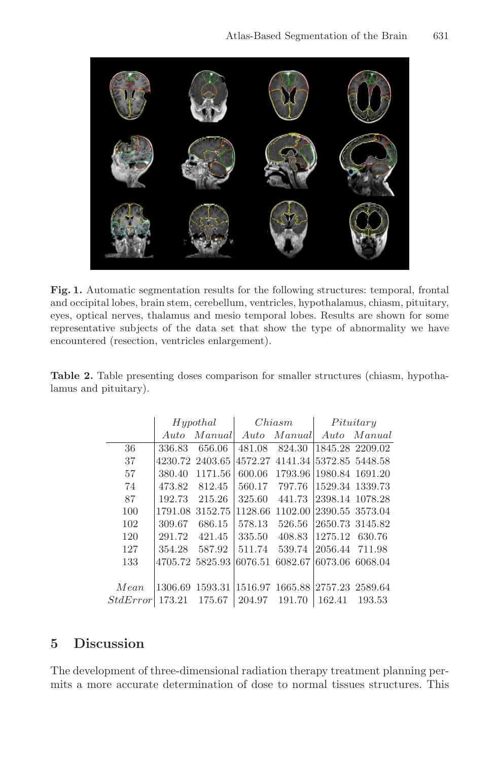**Fig. 1.** Automatic segmentation results for the following structures: temporal, frontal and occipital lobes, brain stem, cerebellum, ventricles, hypothalamus, chiasm, pituitary, eyes, optical nerves, thalamus and mesio temporal lobes. Results are shown for some representative subjects of the data set that show the type of abnormality we have encountered (resection, ventricles enlargement).

**Table 2.** Table presenting doses comparison for smaller structures (chiasm, hypothalamus and pituitary).

| | *Hypothal* | | *Chiasm* | | *Pituitary* | |
|---|---|---|---|---|---|---|
| | *Auto* | *Manual* | *Auto* | *Manual* | *Auto* | *Manual* |
| 36 | 336.83 | 656.06 | 481.08 | 824.30 | 1845.28 | 2209.02 |
| 37 | 4230.72 | 2403.65 | 4572.27 | 4141.34 | 5372.85 | 5448.58 |
| 57 | 380.40 | 1171.56 | 600.06 | 1793.96 | 1980.84 | 1691.20 |
| 74 | 473.82 | 812.45 | 560.17 | 797.76 | 1529.34 | 1339.73 |
| 87 | 192.73 | 215.26 | 325.60 | 441.73 | 2398.14 | 1078.28 |
| 100 | 1791.08 | 3152.75 | 1128.66 | 1102.00 | 2390.55 | 3573.04 |
| 102 | 309.67 | 686.15 | 578.13 | 526.56 | 2650.73 | 3145.82 |
| 120 | 291.72 | 421.45 | 335.50 | 408.83 | 1275.12 | 630.76 |
| 127 | 354.28 | 587.92 | 511.74 | 539.74 | 2056.44 | 711.98 |
| 133 | 4705.72 | 5825.93 | 6076.51 | 6082.67 | 6073.06 | 6068.04 |
| *Mean* | 1306.69 | 1593.31 | 1516.97 | 1665.88 | 2757.23 | 2589.64 |
| *StdError* | 173.21 | 175.67 | 204.97 | 191.70 | 162.41 | 193.53 |

## 5 Discussion

The development of three-dimensional radiation therapy treatment planning permits a more accurate determination of dose to normal tissues structures. This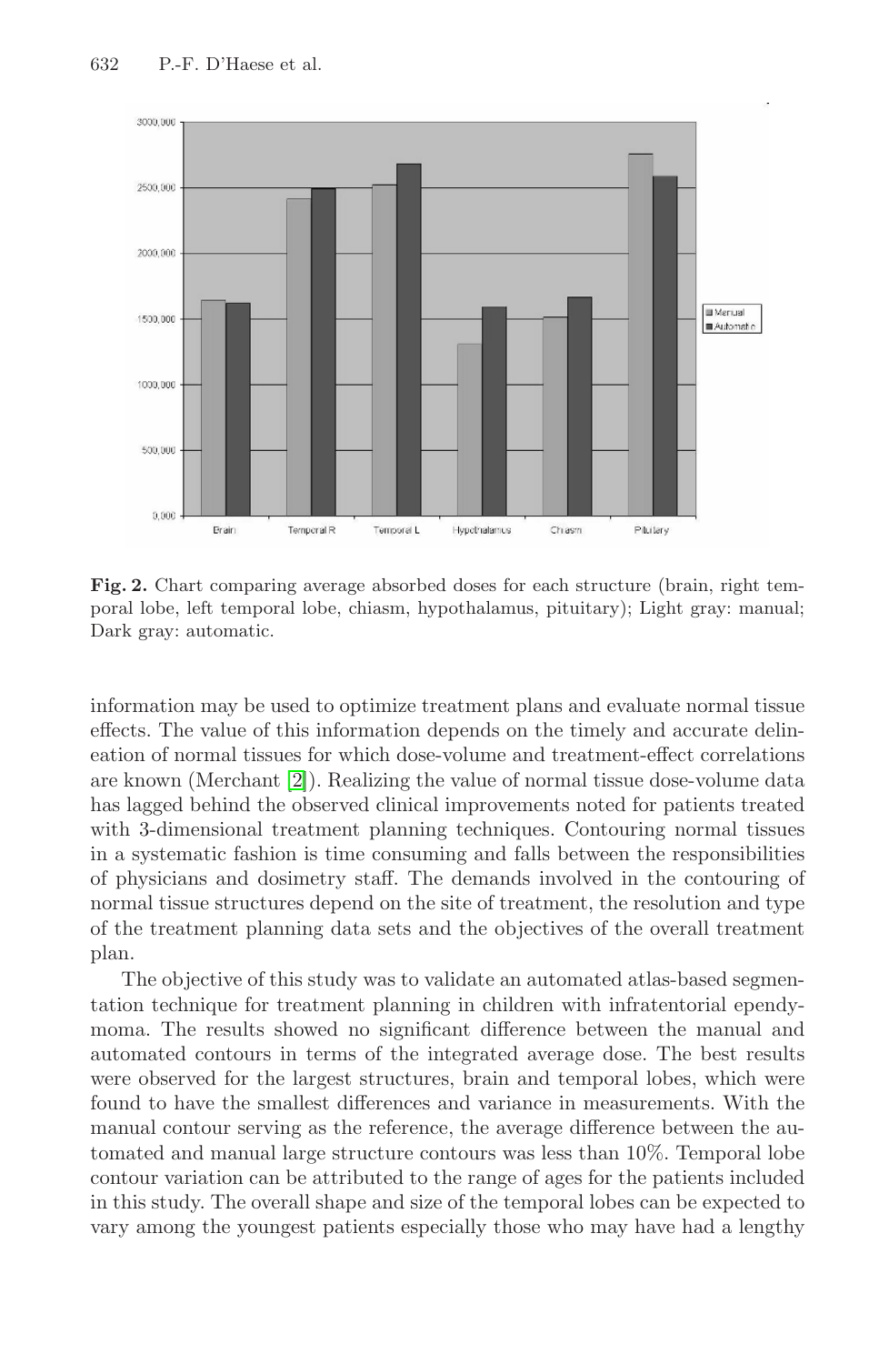**Fig. 2.** Chart comparing average absorbed doses for each structure (brain, right temporal lobe, left temporal lobe, chiasm, hypothalamus, pituitary); Light gray: manual; Dark gray: automatic.

information may be used to optimize treatment plans and evaluate normal tissue effects. The value of this information depends on the timely and accurate delineation of normal tissues for which dose-volume and treatment-effect correlations are known (Merchant [2]). Realizing the value of normal tissue dose-volume data has lagged behind the observed clinical improvements noted for patients treated with 3-dimensional treatment planning techniques. Contouring normal tissues in a systematic fashion is time consuming and falls between the responsibilities of physicians and dosimetry staff. The demands involved in the contouring of normal tissue structures depend on the site of treatment, the resolution and type of the treatment planning data sets and the objectives of the overall treatment plan.

The objective of this study was to validate an automated atlas-based segmentation technique for treatment planning in children with infratentorial ependymoma. The results showed no significant difference between the manual and automated contours in terms of the integrated average dose. The best results were observed for the largest structures, brain and temporal lobes, which were found to have the smallest differences and variance in measurements. With the manual contour serving as the reference, the average difference between the automated and manual large structure contours was less than 10%. Temporal lobe contour variation can be attributed to the range of ages for the patients included in this study. The overall shape and size of the temporal lobes can be expected to vary among the youngest patients especially those who may have had a lengthy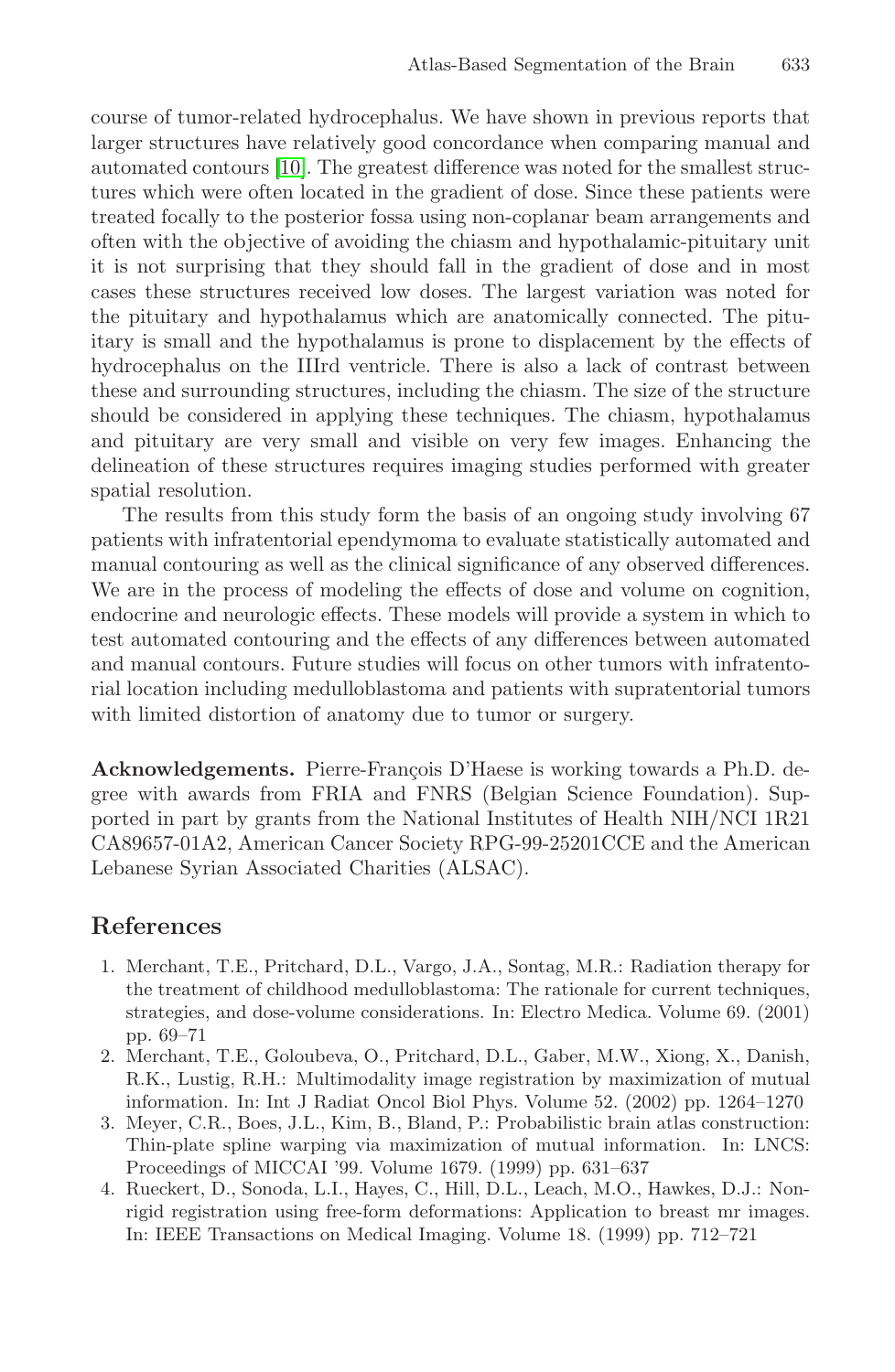course of tumor-related hydrocephalus. We have shown in previous reports that larger structures have relatively good concordance when comparing manual and automated contours [10]. The greatest difference was noted for the smallest structures which were often located in the gradient of dose. Since these patients were treated focally to the posterior fossa using non-coplanar beam arrangements and often with the objective of avoiding the chiasm and hypothalamic-pituitary unit it is not surprising that they should fall in the gradient of dose and in most cases these structures received low doses. The largest variation was noted for the pituitary and hypothalamus which are anatomically connected. The pituitary is small and the hypothalamus is prone to displacement by the effects of hydrocephalus on the IIIrd ventricle. There is also a lack of contrast between these and surrounding structures, including the chiasm. The size of the structure should be considered in applying these techniques. The chiasm, hypothalamus and pituitary are very small and visible on very few images. Enhancing the delineation of these structures requires imaging studies performed with greater spatial resolution.

The results from this study form the basis of an ongoing study involving 67 patients with infratentorial ependymoma to evaluate statistically automated and manual contouring as well as the clinical significance of any observed differences. We are in the process of modeling the effects of dose and volume on cognition, endocrine and neurologic effects. These models will provide a system in which to test automated contouring and the effects of any differences between automated and manual contours. Future studies will focus on other tumors with infratentorial location including medulloblastoma and patients with supratentorial tumors with limited distortion of anatomy due to tumor or surgery.

**Acknowledgements.** Pierre-François D'Haese is working towards a Ph.D. degree with awards from FRIA and FNRS (Belgian Science Foundation). Supported in part by grants from the National Institutes of Health NIH/NCI 1R21 CA89657-01A2, American Cancer Society RPG-99-25201CCE and the American Lebanese Syrian Associated Charities (ALSAC).

## References

1. Merchant, T.E., Pritchard, D.L., Vargo, J.A., Sontag, M.R.: Radiation therapy for the treatment of childhood medulloblastoma: The rationale for current techniques, strategies, and dose-volume considerations. In: Electro Medica. Volume 69. (2001) pp. 69–71
2. Merchant, T.E., Goloubeva, O., Pritchard, D.L., Gaber, M.W., Xiong, X., Danish, R.K., Lustig, R.H.: Multimodality image registration by maximization of mutual information. In: Int J Radiat Oncol Biol Phys. Volume 52. (2002) pp. 1264–1270
3. Meyer, C.R., Boes, J.L., Kim, B., Bland, P.: Probabilistic brain atlas construction: Thin-plate spline warping via maximization of mutual information. In: LNCS: Proceedings of MICCAI '99. Volume 1679. (1999) pp. 631–637
4. Rueckert, D., Sonoda, L.I., Hayes, C., Hill, D.L., Leach, M.O., Hawkes, D.J.: Nonrigid registration using free-form deformations: Application to breast mr images. In: IEEE Transactions on Medical Imaging. Volume 18. (1999) pp. 712–721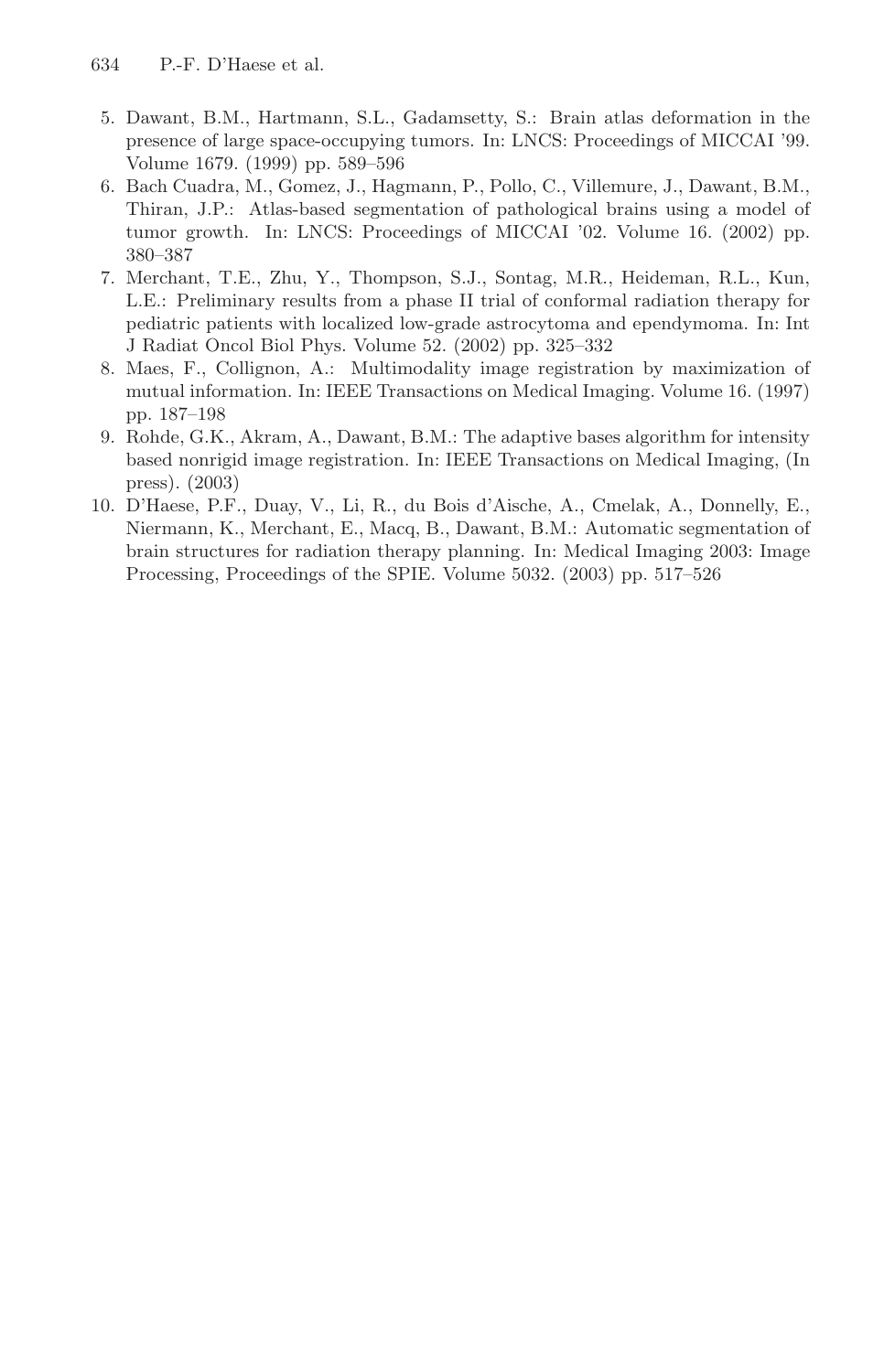5. Dawant, B.M., Hartmann, S.L., Gadamsetty, S.: Brain atlas deformation in the presence of large space-occupying tumors. In: LNCS: Proceedings of MICCAI '99. Volume 1679. (1999) pp. 589–596
6. Bach Cuadra, M., Gomez, J., Hagmann, P., Pollo, C., Villemure, J., Dawant, B.M., Thiran, J.P.: Atlas-based segmentation of pathological brains using a model of tumor growth. In: LNCS: Proceedings of MICCAI '02. Volume 16. (2002) pp. 380–387
7. Merchant, T.E., Zhu, Y., Thompson, S.J., Sontag, M.R., Heideman, R.L., Kun, L.E.: Preliminary results from a phase II trial of conformal radiation therapy for pediatric patients with localized low-grade astrocytoma and ependymoma. In: Int J Radiat Oncol Biol Phys. Volume 52. (2002) pp. 325–332
8. Maes, F., Collignon, A.: Multimodality image registration by maximization of mutual information. In: IEEE Transactions on Medical Imaging. Volume 16. (1997) pp. 187–198
9. Rohde, G.K., Akram, A., Dawant, B.M.: The adaptive bases algorithm for intensity based nonrigid image registration. In: IEEE Transactions on Medical Imaging, (In press). (2003)
10. D'Haese, P.F., Duay, V., Li, R., du Bois d'Aische, A., Cmelak, A., Donnelly, E., Niermann, K., Merchant, E., Macq, B., Dawant, B.M.: Automatic segmentation of brain structures for radiation therapy planning. In: Medical Imaging 2003: Image Processing, Proceedings of the SPIE. Volume 5032. (2003) pp. 517–526